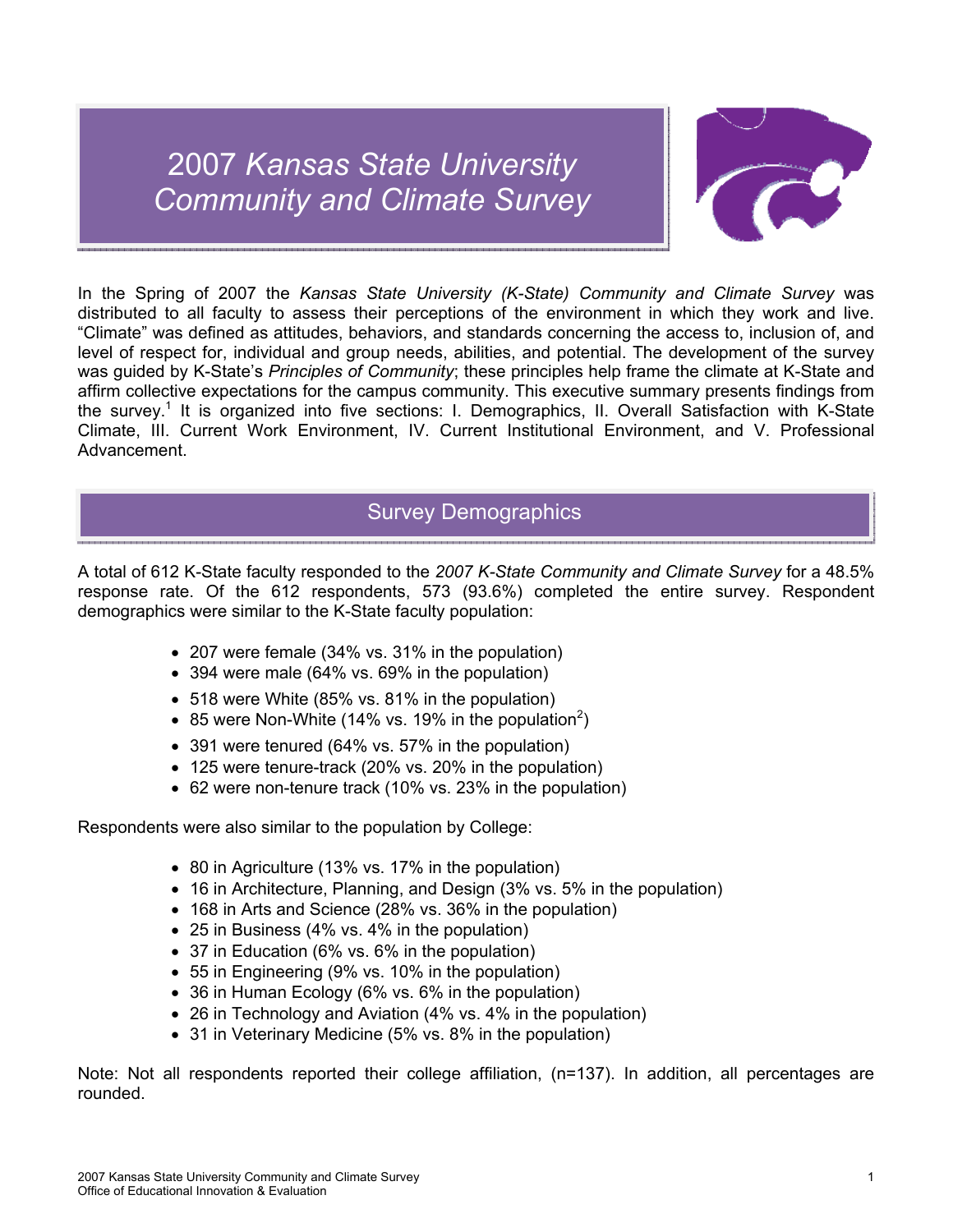# 2007 *Kansas State University Community and Climate Survey*

In the Spring of 2007 the *Kansas State University (K-State) Community and Climate Survey* was distributed to all faculty to assess their perceptions of the environment in which they work and live. "Climate" was defined as attitudes, behaviors, and standards concerning the access to, inclusion of, and level of respect for, individual and group needs, abilities, and potential. The development of the survey was guided by K-State's *Principles of Community*; these principles help frame the climate at K-State and affirm collective expectations for the campus community. This executive summary presents findings from the survey.[1] It is organized into five sections: I. Demographics, II. Overall Satisfaction with K-State Climate, III. Current Work Environment, IV. Current Institutional Environment, and V. Professional Advancement.

## Survey Demographics

A total of 612 K-State faculty responded to the *2007 K-State Community and Climate Survey* for a 48.5% response rate. Of the 612 respondents, 573 (93.6%) completed the entire survey. Respondent demographics were similar to the K-State faculty population:

- 207 were female (34% vs. 31% in the population)
- 394 were male (64% vs. 69% in the population)
- 518 were White (85% vs. 81% in the population)
- 85 were Non-White (14% vs. 19% in the population[2])
- 391 were tenured (64% vs. 57% in the population)
- 125 were tenure-track (20% vs. 20% in the population)
- 62 were non-tenure track (10% vs. 23% in the population)

Respondents were also similar to the population by College:

- 80 in Agriculture (13% vs. 17% in the population)
- 16 in Architecture, Planning, and Design (3% vs. 5% in the population)
- 168 in Arts and Science (28% vs. 36% in the population)
- 25 in Business (4% vs. 4% in the population)
- 37 in Education (6% vs. 6% in the population)
- 55 in Engineering (9% vs. 10% in the population)
- 36 in Human Ecology (6% vs. 6% in the population)
- 26 in Technology and Aviation (4% vs. 4% in the population)
- 31 in Veterinary Medicine (5% vs. 8% in the population)

Note: Not all respondents reported their college affiliation, (n=137). In addition, all percentages are rounded.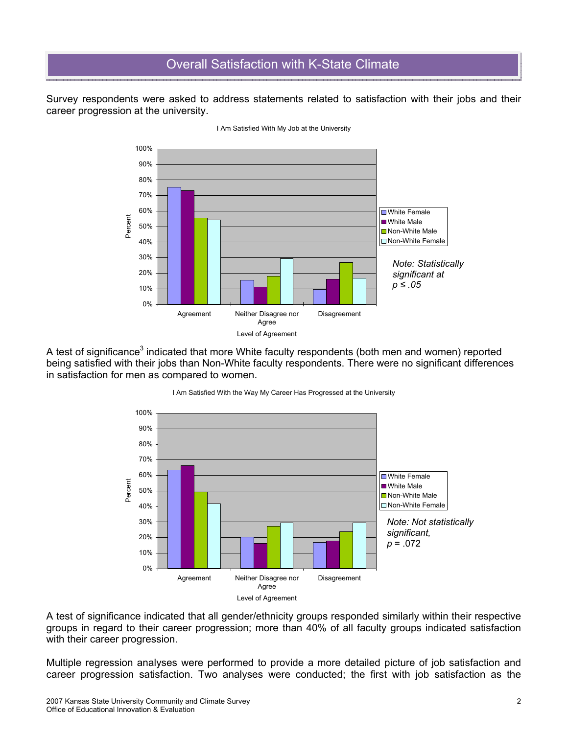# Overall Satisfaction with K-State Climate

Survey respondents were asked to address statements related to satisfaction with their jobs and their career progression at the university.

I Am Satisfied With My Job at the University

*Note: Statistically significant at $p \leq .05$*

A test of significance[3] indicated that more White faculty respondents (both men and women) reported being satisfied with their jobs than Non-White faculty respondents. There were no significant differences in satisfaction for men as compared to women.

I Am Satisfied With the Way My Career Has Progressed at the University

*Note: Not statistically significant, $p = .072$*

A test of significance indicated that all gender/ethnicity groups responded similarly within their respective groups in regard to their career progression; more than 40% of all faculty groups indicated satisfaction with their career progression.

Multiple regression analyses were performed to provide a more detailed picture of job satisfaction and career progression satisfaction. Two analyses were conducted; the first with job satisfaction as the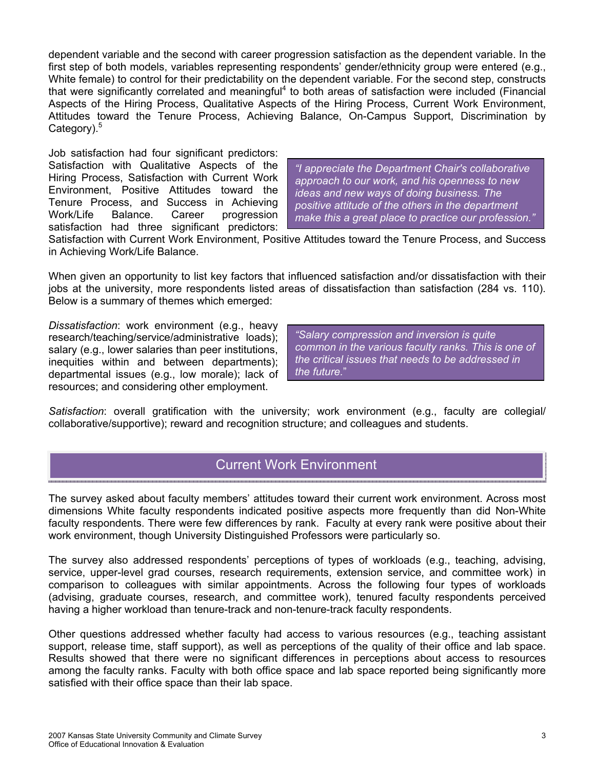dependent variable and the second with career progression satisfaction as the dependent variable. In the first step of both models, variables representing respondents' gender/ethnicity group were entered (e.g., White female) to control for their predictability on the dependent variable. For the second step, constructs that were significantly correlated and meaningful[4] to both areas of satisfaction were included (Financial Aspects of the Hiring Process, Qualitative Aspects of the Hiring Process, Current Work Environment, Attitudes toward the Tenure Process, Achieving Balance, On-Campus Support, Discrimination by Category).[5]

Job satisfaction had four significant predictors: Satisfaction with Qualitative Aspects of the Hiring Process, Satisfaction with Current Work Environment, Positive Attitudes toward the Tenure Process, and Success in Achieving Work/Life Balance. Career progression satisfaction had three significant predictors: Satisfaction with Current Work Environment, Positive Attitudes toward the Tenure Process, and Success in Achieving Work/Life Balance.

> *"I appreciate the Department Chair's collaborative approach to our work, and his openness to new ideas and new ways of doing business. The positive attitude of the others in the department make this a great place to practice our profession."*

When given an opportunity to list key factors that influenced satisfaction and/or dissatisfaction with their jobs at the university, more respondents listed areas of dissatisfaction than satisfaction (284 vs. 110). Below is a summary of themes which emerged:

*Dissatisfaction*: work environment (e.g., heavy research/teaching/service/administrative loads); salary (e.g., lower salaries than peer institutions, inequities within and between departments); departmental issues (e.g., low morale); lack of resources; and considering other employment.

> *"Salary compression and inversion is quite common in the various faculty ranks. This is one of the critical issues that needs to be addressed in the future."*

*Satisfaction*: overall gratification with the university; work environment (e.g., faculty are collegial/ collaborative/supportive); reward and recognition structure; and colleagues and students.

## Current Work Environment

The survey asked about faculty members' attitudes toward their current work environment. Across most dimensions White faculty respondents indicated positive aspects more frequently than did Non-White faculty respondents. There were few differences by rank. Faculty at every rank were positive about their work environment, though University Distinguished Professors were particularly so.

The survey also addressed respondents' perceptions of types of workloads (e.g., teaching, advising, service, upper-level grad courses, research requirements, extension service, and committee work) in comparison to colleagues with similar appointments. Across the following four types of workloads (advising, graduate courses, research, and committee work), tenured faculty respondents perceived having a higher workload than tenure-track and non-tenure-track faculty respondents.

Other questions addressed whether faculty had access to various resources (e.g., teaching assistant support, release time, staff support), as well as perceptions of the quality of their office and lab space. Results showed that there were no significant differences in perceptions about access to resources among the faculty ranks. Faculty with both office space and lab space reported being significantly more satisfied with their office space than their lab space.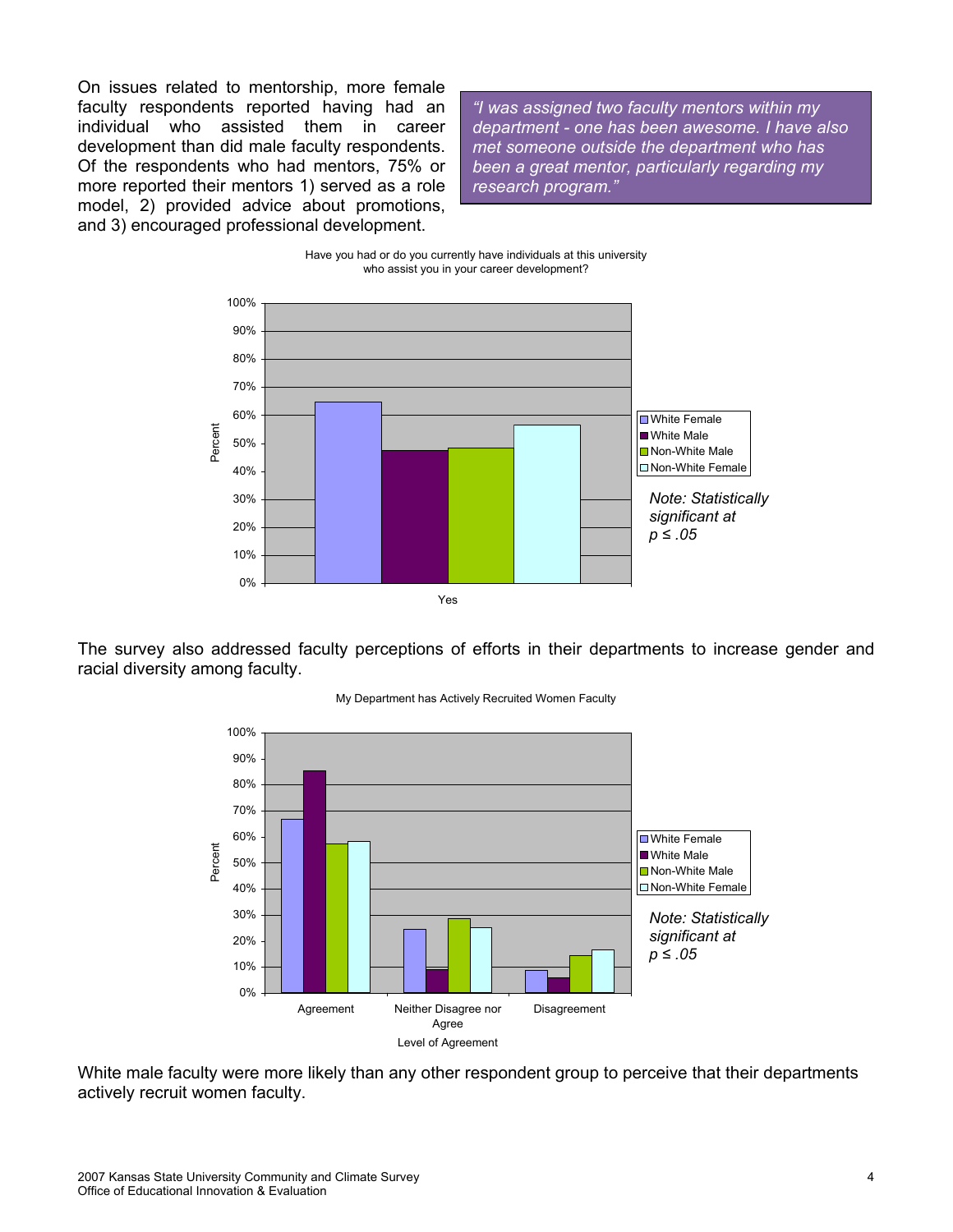On issues related to mentorship, more female faculty respondents reported having had an individual who assisted them in career development than did male faculty respondents. Of the respondents who had mentors, 75% or more reported their mentors 1) served as a role model, 2) provided advice about promotions, and 3) encouraged professional development.

> *"I was assigned two faculty mentors within my department - one has been awesome. I have also met someone outside the department who has been a great mentor, particularly regarding my research program."*

Have you had or do you currently have individuals at this university who assist you in your career development?

| | White Female | White Male | Non-White Male | Non-White Female |
|---|---|---|---|---|
| Yes | 65% | 47% | 48% | 57% |

*Note: Statistically significant at $p \leq .05$*

The survey also addressed faculty perceptions of efforts in their departments to increase gender and racial diversity among faculty.

My Department has Actively Recruited Women Faculty

| Level of Agreement | White Female | White Male | Non-White Male | Non-White Female |
|---|---|---|---|---|
| Agreement | 67% | 85% | 57% | 58% |
| Neither Disagree nor Agree | 24% | 9% | 29% | 25% |
| Disagreement | 8% | 6% | 14% | 16% |

*Note: Statistically significant at $p \leq .05$*

White male faculty were more likely than any other respondent group to perceive that their departments actively recruit women faculty.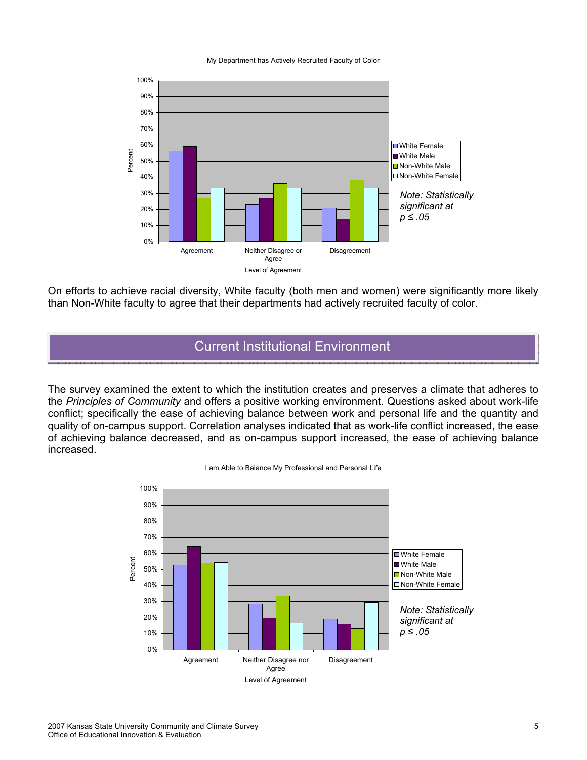My Department has Actively Recruited Faculty of Color

*Note: Statistically significant at $p \leq .05$*

On efforts to achieve racial diversity, White faculty (both men and women) were significantly more likely than Non-White faculty to agree that their departments had actively recruited faculty of color.

## Current Institutional Environment

The survey examined the extent to which the institution creates and preserves a climate that adheres to the *Principles of Community* and offers a positive working environment. Questions asked about work-life conflict; specifically the ease of achieving balance between work and personal life and the quantity and quality of on-campus support. Correlation analyses indicated that as work-life conflict increased, the ease of achieving balance decreased, and as on-campus support increased, the ease of achieving balance increased.

I am Able to Balance My Professional and Personal Life

*Note: Statistically significant at $p \leq .05$*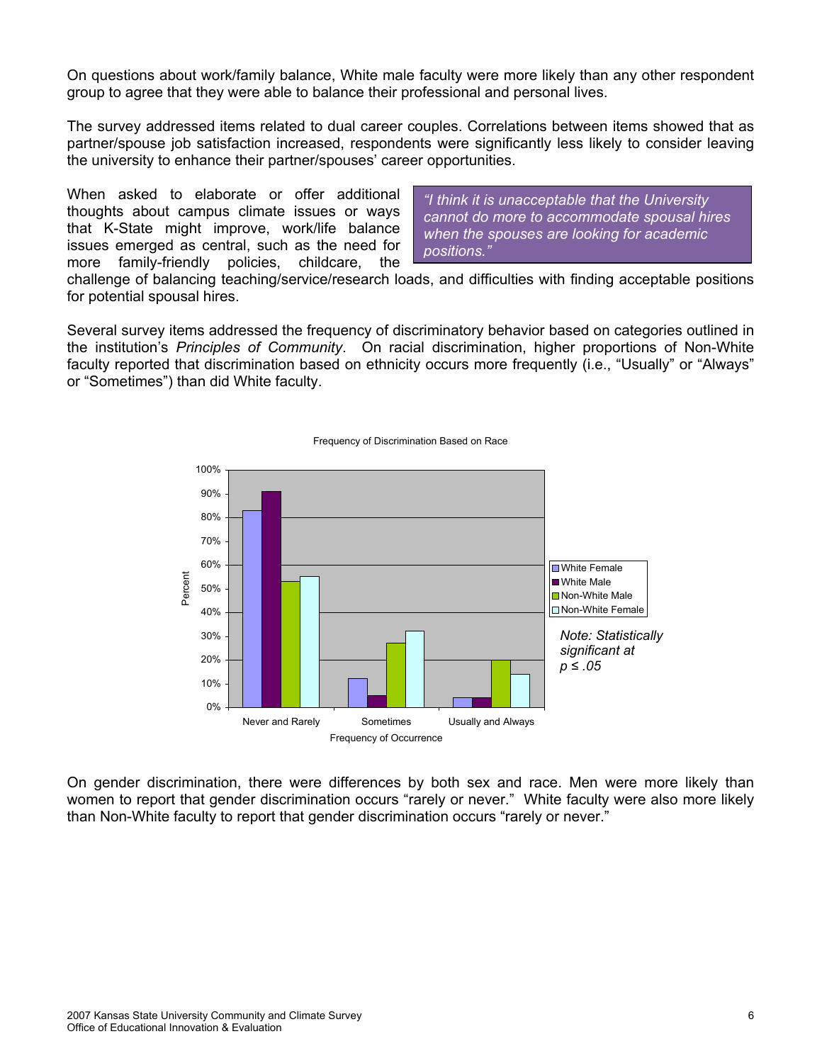On questions about work/family balance, White male faculty were more likely than any other respondent group to agree that they were able to balance their professional and personal lives.

The survey addressed items related to dual career couples. Correlations between items showed that as partner/spouse job satisfaction increased, respondents were significantly less likely to consider leaving the university to enhance their partner/spouses' career opportunities.

When asked to elaborate or offer additional thoughts about campus climate issues or ways that K-State might improve, work/life balance issues emerged as central, such as the need for more family-friendly policies, childcare, the challenge of balancing teaching/service/research loads, and difficulties with finding acceptable positions for potential spousal hires.

> *"I think it is unacceptable that the University cannot do more to accommodate spousal hires when the spouses are looking for academic positions."*

Several survey items addressed the frequency of discriminatory behavior based on categories outlined in the institution's *Principles of Community*. On racial discrimination, higher proportions of Non-White faculty reported that discrimination based on ethnicity occurs more frequently (i.e., "Usually" or "Always" or "Sometimes") than did White faculty.

Frequency of Discrimination Based on Race

*Note: Statistically significant at $p \leq .05$*

On gender discrimination, there were differences by both sex and race. Men were more likely than women to report that gender discrimination occurs "rarely or never." White faculty were also more likely than Non-White faculty to report that gender discrimination occurs "rarely or never."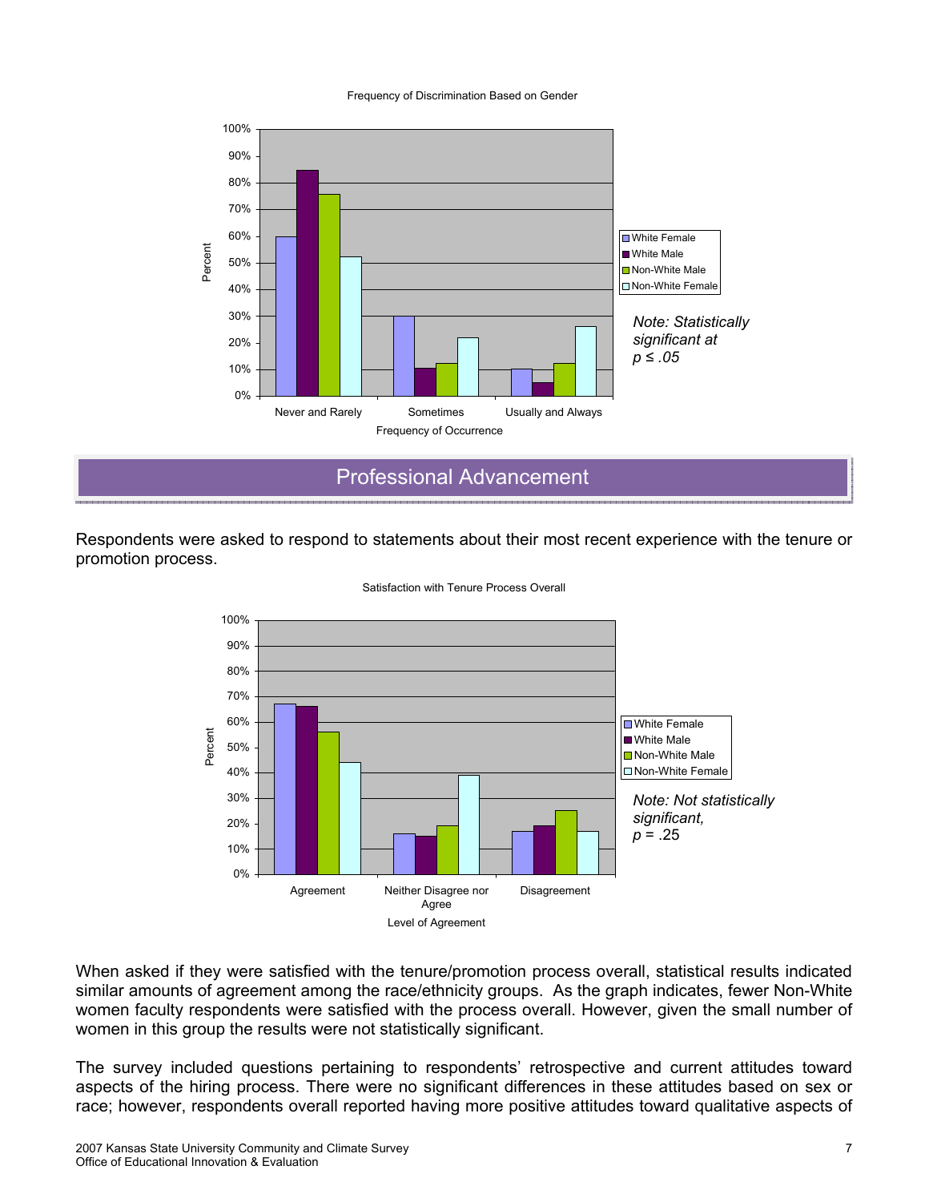Frequency of Discrimination Based on Gender

*Note: Statistically significant at $p \leq .05$*

## Professional Advancement

Respondents were asked to respond to statements about their most recent experience with the tenure or promotion process.

Satisfaction with Tenure Process Overall

*Note: Not statistically significant, $p = .25$*

When asked if they were satisfied with the tenure/promotion process overall, statistical results indicated similar amounts of agreement among the race/ethnicity groups. As the graph indicates, fewer Non-White women faculty respondents were satisfied with the process overall. However, given the small number of women in this group the results were not statistically significant.

The survey included questions pertaining to respondents' retrospective and current attitudes toward aspects of the hiring process. There were no significant differences in these attitudes based on sex or race; however, respondents overall reported having more positive attitudes toward qualitative aspects of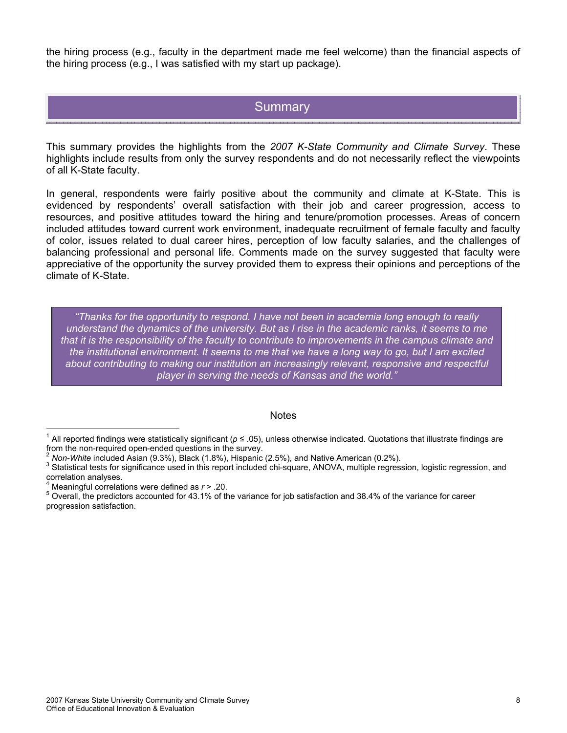the hiring process (e.g., faculty in the department made me feel welcome) than the financial aspects of the hiring process (e.g., I was satisfied with my start up package).

## Summary

This summary provides the highlights from the *2007 K-State Community and Climate Survey*. These highlights include results from only the survey respondents and do not necessarily reflect the viewpoints of all K-State faculty.

In general, respondents were fairly positive about the community and climate at K-State. This is evidenced by respondents' overall satisfaction with their job and career progression, access to resources, and positive attitudes toward the hiring and tenure/promotion processes. Areas of concern included attitudes toward current work environment, inadequate recruitment of female faculty and faculty of color, issues related to dual career hires, perception of low faculty salaries, and the challenges of balancing professional and personal life. Comments made on the survey suggested that faculty were appreciative of the opportunity the survey provided them to express their opinions and perceptions of the climate of K-State.

> *"Thanks for the opportunity to respond. I have not been in academia long enough to really understand the dynamics of the university. But as I rise in the academic ranks, it seems to me that it is the responsibility of the faculty to contribute to improvements in the campus climate and the institutional environment. It seems to me that we have a long way to go, but I am excited about contributing to making our institution an increasingly relevant, responsive and respectful player in serving the needs of Kansas and the world."*

### Notes

[1] All reported findings were statistically significant ($p \leq .05$), unless otherwise indicated. Quotations that illustrate findings are from the non-required open-ended questions in the survey.

[2] *Non-White* included Asian (9.3%), Black (1.8%), Hispanic (2.5%), and Native American (0.2%).

[3] Statistical tests for significance used in this report included chi-square, ANOVA, multiple regression, logistic regression, and correlation analyses.

[4] Meaningful correlations were defined as $r > .20$.

[5] Overall, the predictors accounted for 43.1% of the variance for job satisfaction and 38.4% of the variance for career progression satisfaction.